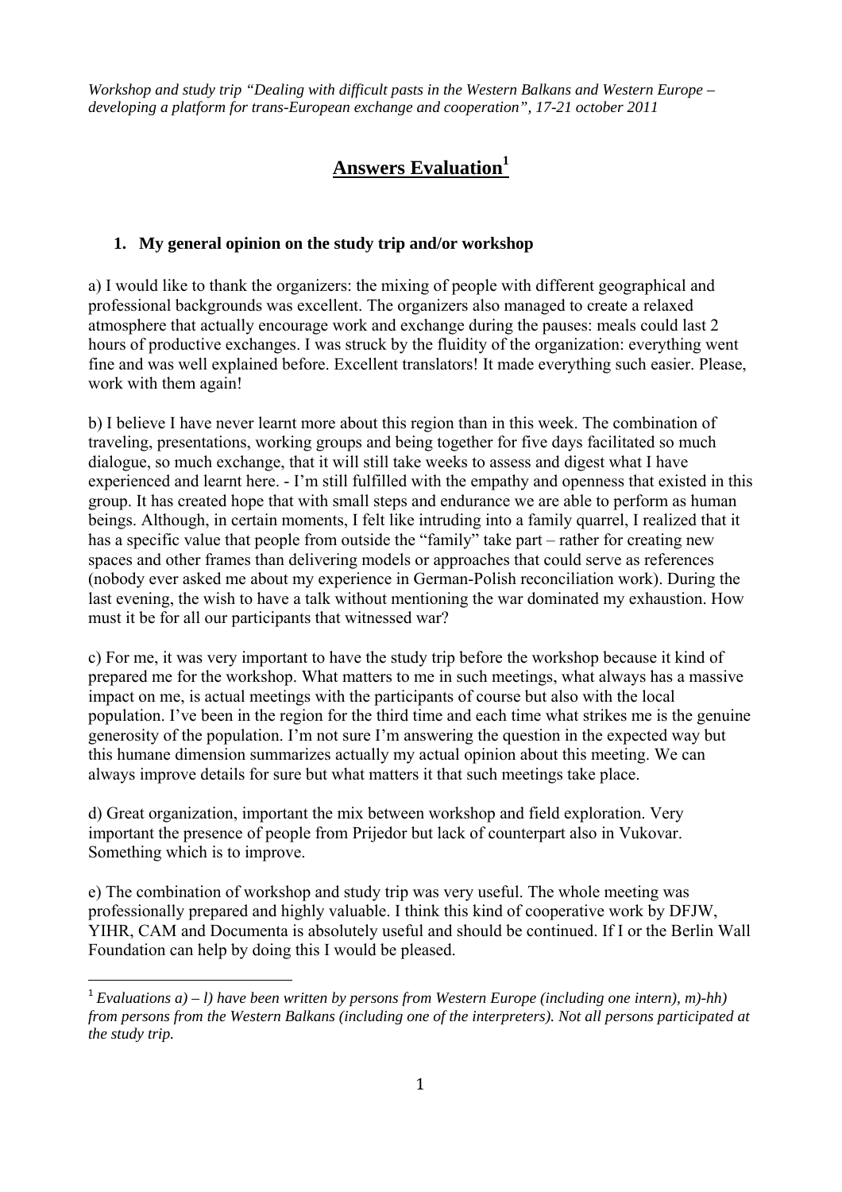*Workshop and study trip "Dealing with difficult pasts in the Western Balkans and Western Europe – developing a platform for trans-European exchange and cooperation", 17-21 october 2011*

# Answers Evaluation[1]

## 1. My general opinion on the study trip and/or workshop

a) I would like to thank the organizers: the mixing of people with different geographical and professional backgrounds was excellent. The organizers also managed to create a relaxed atmosphere that actually encourage work and exchange during the pauses: meals could last 2 hours of productive exchanges. I was struck by the fluidity of the organization: everything went fine and was well explained before. Excellent translators! It made everything such easier. Please, work with them again!

b) I believe I have never learnt more about this region than in this week. The combination of traveling, presentations, working groups and being together for five days facilitated so much dialogue, so much exchange, that it will still take weeks to assess and digest what I have experienced and learnt here. - I'm still fulfilled with the empathy and openness that existed in this group. It has created hope that with small steps and endurance we are able to perform as human beings. Although, in certain moments, I felt like intruding into a family quarrel, I realized that it has a specific value that people from outside the "family" take part – rather for creating new spaces and other frames than delivering models or approaches that could serve as references (nobody ever asked me about my experience in German-Polish reconciliation work). During the last evening, the wish to have a talk without mentioning the war dominated my exhaustion. How must it be for all our participants that witnessed war?

c) For me, it was very important to have the study trip before the workshop because it kind of prepared me for the workshop. What matters to me in such meetings, what always has a massive impact on me, is actual meetings with the participants of course but also with the local population. I've been in the region for the third time and each time what strikes me is the genuine generosity of the population. I'm not sure I'm answering the question in the expected way but this humane dimension summarizes actually my actual opinion about this meeting. We can always improve details for sure but what matters it that such meetings take place.

d) Great organization, important the mix between workshop and field exploration. Very important the presence of people from Prijedor but lack of counterpart also in Vukovar. Something which is to improve.

e) The combination of workshop and study trip was very useful. The whole meeting was professionally prepared and highly valuable. I think this kind of cooperative work by DFJW, YIHR, CAM and Documenta is absolutely useful and should be continued. If I or the Berlin Wall Foundation can help by doing this I would be pleased.

---

[1] *Evaluations a) – l) have been written by persons from Western Europe (including one intern), m)-hh) from persons from the Western Balkans (including one of the interpreters). Not all persons participated at the study trip.*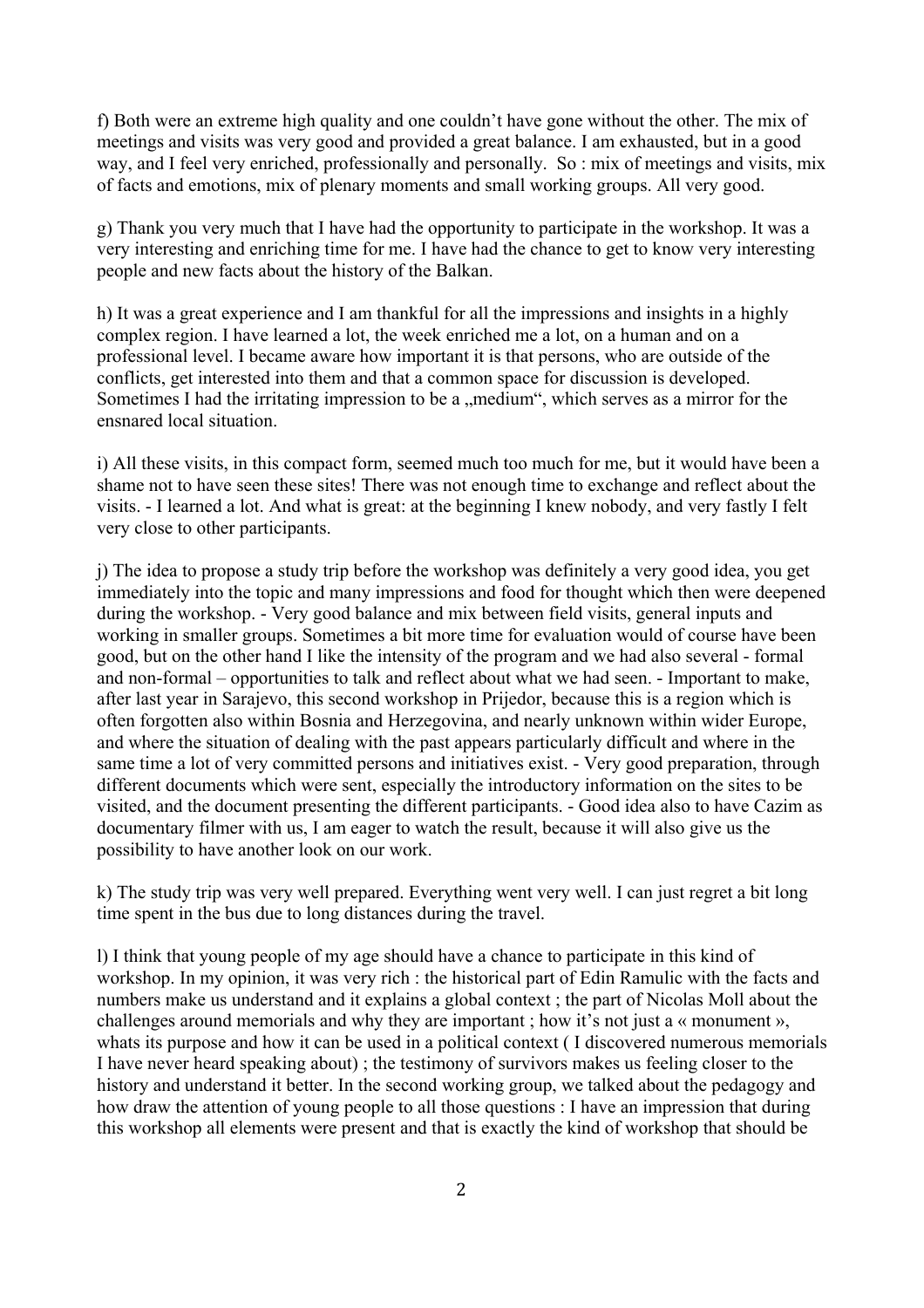f) Both were an extreme high quality and one couldn't have gone without the other. The mix of meetings and visits was very good and provided a great balance. I am exhausted, but in a good way, and I feel very enriched, professionally and personally. So : mix of meetings and visits, mix of facts and emotions, mix of plenary moments and small working groups. All very good.

g) Thank you very much that I have had the opportunity to participate in the workshop. It was a very interesting and enriching time for me. I have had the chance to get to know very interesting people and new facts about the history of the Balkan.

h) It was a great experience and I am thankful for all the impressions and insights in a highly complex region. I have learned a lot, the week enriched me a lot, on a human and on a professional level. I became aware how important it is that persons, who are outside of the conflicts, get interested into them and that a common space for discussion is developed. Sometimes I had the irritating impression to be a „medium", which serves as a mirror for the ensnared local situation.

i) All these visits, in this compact form, seemed much too much for me, but it would have been a shame not to have seen these sites! There was not enough time to exchange and reflect about the visits. - I learned a lot. And what is great: at the beginning I knew nobody, and very fastly I felt very close to other participants.

j) The idea to propose a study trip before the workshop was definitely a very good idea, you get immediately into the topic and many impressions and food for thought which then were deepened during the workshop. - Very good balance and mix between field visits, general inputs and working in smaller groups. Sometimes a bit more time for evaluation would of course have been good, but on the other hand I like the intensity of the program and we had also several - formal and non-formal – opportunities to talk and reflect about what we had seen. - Important to make, after last year in Sarajevo, this second workshop in Prijedor, because this is a region which is often forgotten also within Bosnia and Herzegovina, and nearly unknown within wider Europe, and where the situation of dealing with the past appears particularly difficult and where in the same time a lot of very committed persons and initiatives exist. - Very good preparation, through different documents which were sent, especially the introductory information on the sites to be visited, and the document presenting the different participants. - Good idea also to have Cazim as documentary filmer with us, I am eager to watch the result, because it will also give us the possibility to have another look on our work.

k) The study trip was very well prepared. Everything went very well. I can just regret a bit long time spent in the bus due to long distances during the travel.

l) I think that young people of my age should have a chance to participate in this kind of workshop. In my opinion, it was very rich : the historical part of Edin Ramulic with the facts and numbers make us understand and it explains a global context ; the part of Nicolas Moll about the challenges around memorials and why they are important ; how it's not just a « monument », whats its purpose and how it can be used in a political context ( I discovered numerous memorials I have never heard speaking about) ; the testimony of survivors makes us feeling closer to the history and understand it better. In the second working group, we talked about the pedagogy and how draw the attention of young people to all those questions : I have an impression that during this workshop all elements were present and that is exactly the kind of workshop that should be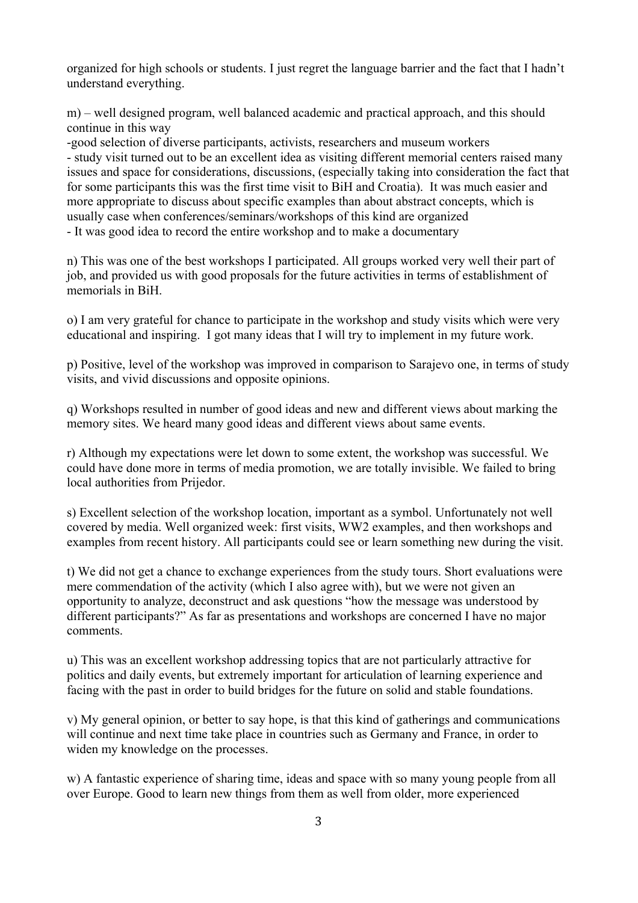organized for high schools or students. I just regret the language barrier and the fact that I hadn't understand everything.

m) – well designed program, well balanced academic and practical approach, and this should continue in this way

-good selection of diverse participants, activists, researchers and museum workers

- study visit turned out to be an excellent idea as visiting different memorial centers raised many issues and space for considerations, discussions, (especially taking into consideration the fact that for some participants this was the first time visit to BiH and Croatia). It was much easier and more appropriate to discuss about specific examples than about abstract concepts, which is usually case when conferences/seminars/workshops of this kind are organized

- It was good idea to record the entire workshop and to make a documentary

n) This was one of the best workshops I participated. All groups worked very well their part of job, and provided us with good proposals for the future activities in terms of establishment of memorials in BiH.

o) I am very grateful for chance to participate in the workshop and study visits which were very educational and inspiring. I got many ideas that I will try to implement in my future work.

p) Positive, level of the workshop was improved in comparison to Sarajevo one, in terms of study visits, and vivid discussions and opposite opinions.

q) Workshops resulted in number of good ideas and new and different views about marking the memory sites. We heard many good ideas and different views about same events.

r) Although my expectations were let down to some extent, the workshop was successful. We could have done more in terms of media promotion, we are totally invisible. We failed to bring local authorities from Prijedor.

s) Excellent selection of the workshop location, important as a symbol. Unfortunately not well covered by media. Well organized week: first visits, WW2 examples, and then workshops and examples from recent history. All participants could see or learn something new during the visit.

t) We did not get a chance to exchange experiences from the study tours. Short evaluations were mere commendation of the activity (which I also agree with), but we were not given an opportunity to analyze, deconstruct and ask questions "how the message was understood by different participants?" As far as presentations and workshops are concerned I have no major comments.

u) This was an excellent workshop addressing topics that are not particularly attractive for politics and daily events, but extremely important for articulation of learning experience and facing with the past in order to build bridges for the future on solid and stable foundations.

v) My general opinion, or better to say hope, is that this kind of gatherings and communications will continue and next time take place in countries such as Germany and France, in order to widen my knowledge on the processes.

w) A fantastic experience of sharing time, ideas and space with so many young people from all over Europe. Good to learn new things from them as well from older, more experienced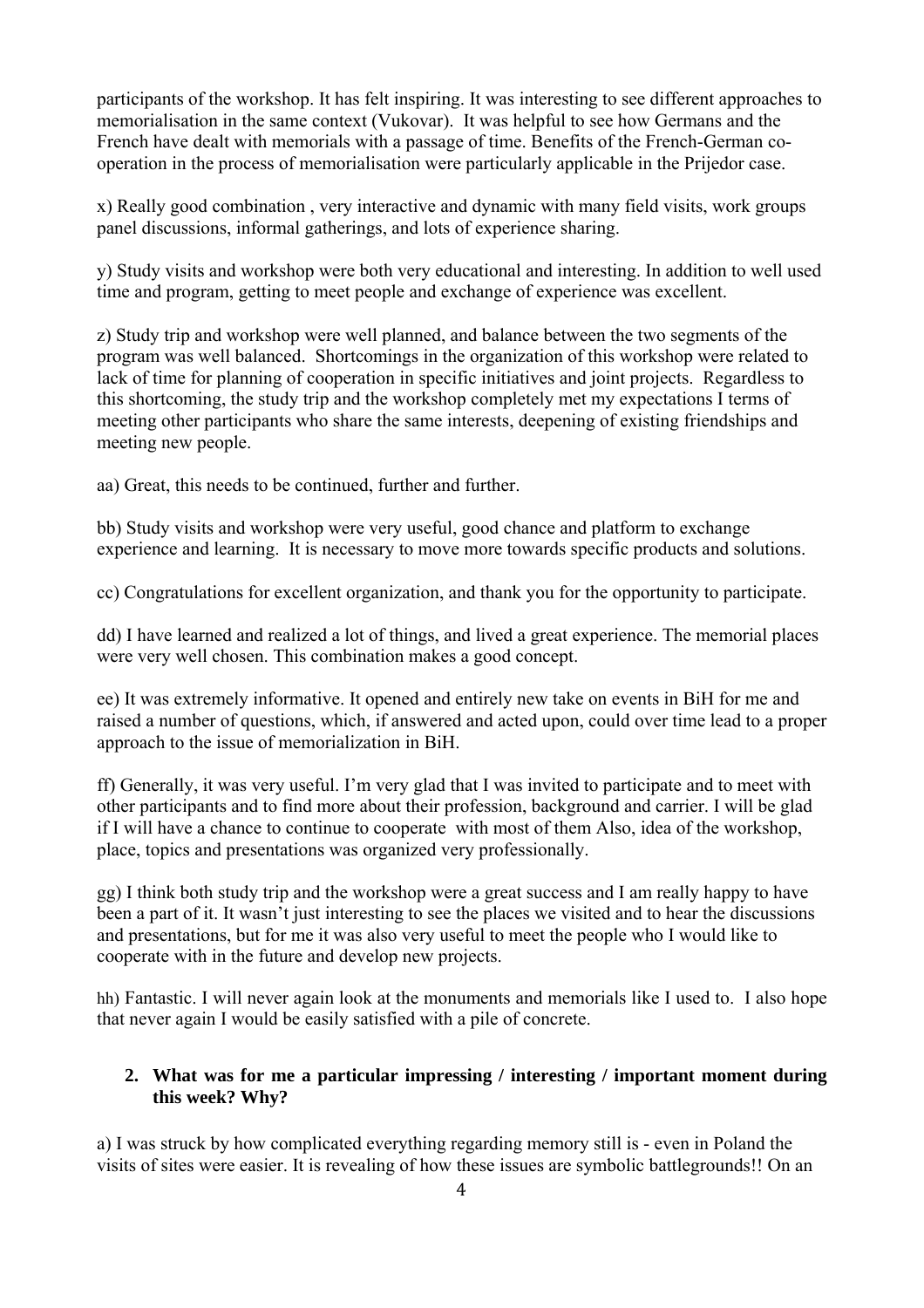participants of the workshop. It has felt inspiring. It was interesting to see different approaches to memorialisation in the same context (Vukovar). It was helpful to see how Germans and the French have dealt with memorials with a passage of time. Benefits of the French-German co-operation in the process of memorialisation were particularly applicable in the Prijedor case.

x) Really good combination , very interactive and dynamic with many field visits, work groups panel discussions, informal gatherings, and lots of experience sharing.

y) Study visits and workshop were both very educational and interesting. In addition to well used time and program, getting to meet people and exchange of experience was excellent.

z) Study trip and workshop were well planned, and balance between the two segments of the program was well balanced. Shortcomings in the organization of this workshop were related to lack of time for planning of cooperation in specific initiatives and joint projects. Regardless to this shortcoming, the study trip and the workshop completely met my expectations I terms of meeting other participants who share the same interests, deepening of existing friendships and meeting new people.

aa) Great, this needs to be continued, further and further.

bb) Study visits and workshop were very useful, good chance and platform to exchange experience and learning. It is necessary to move more towards specific products and solutions.

cc) Congratulations for excellent organization, and thank you for the opportunity to participate.

dd) I have learned and realized a lot of things, and lived a great experience. The memorial places were very well chosen. This combination makes a good concept.

ee) It was extremely informative. It opened and entirely new take on events in BiH for me and raised a number of questions, which, if answered and acted upon, could over time lead to a proper approach to the issue of memorialization in BiH.

ff) Generally, it was very useful. I'm very glad that I was invited to participate and to meet with other participants and to find more about their profession, background and carrier. I will be glad if I will have a chance to continue to cooperate with most of them Also, idea of the workshop, place, topics and presentations was organized very professionally.

gg) I think both study trip and the workshop were a great success and I am really happy to have been a part of it. It wasn't just interesting to see the places we visited and to hear the discussions and presentations, but for me it was also very useful to meet the people who I would like to cooperate with in the future and develop new projects.

hh) Fantastic. I will never again look at the monuments and memorials like I used to. I also hope that never again I would be easily satisfied with a pile of concrete.

**2. What was for me a particular impressing / interesting / important moment during this week? Why?**

a) I was struck by how complicated everything regarding memory still is - even in Poland the visits of sites were easier. It is revealing of how these issues are symbolic battlegrounds!! On an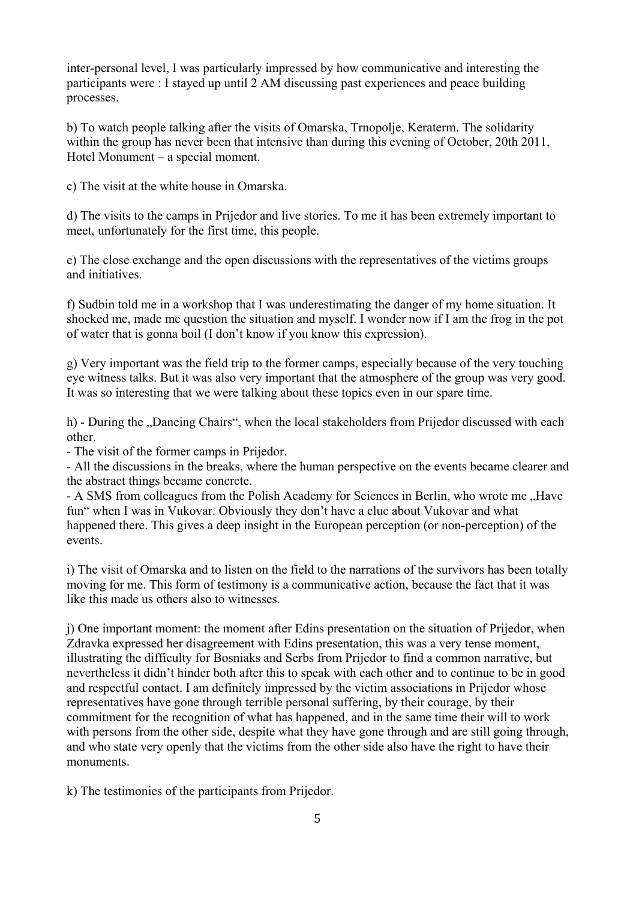inter-personal level, I was particularly impressed by how communicative and interesting the participants were : I stayed up until 2 AM discussing past experiences and peace building processes.

b) To watch people talking after the visits of Omarska, Trnopolje, Keraterm. The solidarity within the group has never been that intensive than during this evening of October, 20th 2011, Hotel Monument – a special moment.

c) The visit at the white house in Omarska.

d) The visits to the camps in Prijedor and live stories. To me it has been extremely important to meet, unfortunately for the first time, this people.

e) The close exchange and the open discussions with the representatives of the victims groups and initiatives.

f) Sudbin told me in a workshop that I was underestimating the danger of my home situation. It shocked me, made me question the situation and myself. I wonder now if I am the frog in the pot of water that is gonna boil (I don't know if you know this expression).

g) Very important was the field trip to the former camps, especially because of the very touching eye witness talks. But it was also very important that the atmosphere of the group was very good. It was so interesting that we were talking about these topics even in our spare time.

h) - During the „Dancing Chairs", when the local stakeholders from Prijedor discussed with each other.
- The visit of the former camps in Prijedor.
- All the discussions in the breaks, where the human perspective on the events became clearer and the abstract things became concrete.
- A SMS from colleagues from the Polish Academy for Sciences in Berlin, who wrote me „Have fun" when I was in Vukovar. Obviously they don't have a clue about Vukovar and what happened there. This gives a deep insight in the European perception (or non-perception) of the events.

i) The visit of Omarska and to listen on the field to the narrations of the survivors has been totally moving for me. This form of testimony is a communicative action, because the fact that it was like this made us others also to witnesses.

j) One important moment: the moment after Edins presentation on the situation of Prijedor, when Zdravka expressed her disagreement with Edins presentation, this was a very tense moment, illustrating the difficulty for Bosniaks and Serbs from Prijedor to find a common narrative, but nevertheless it didn't hinder both after this to speak with each other and to continue to be in good and respectful contact. I am definitely impressed by the victim associations in Prijedor whose representatives have gone through terrible personal suffering, by their courage, by their commitment for the recognition of what has happened, and in the same time their will to work with persons from the other side, despite what they have gone through and are still going through, and who state very openly that the victims from the other side also have the right to have their monuments.

k) The testimonies of the participants from Prijedor.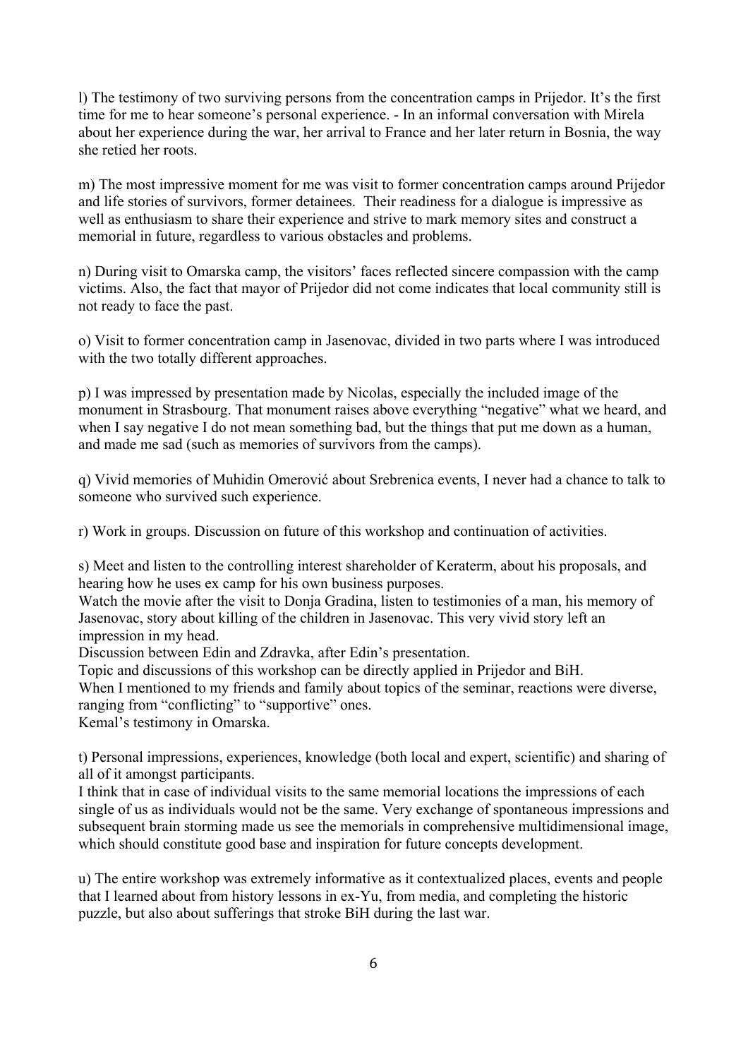l) The testimony of two surviving persons from the concentration camps in Prijedor. It's the first time for me to hear someone's personal experience. - In an informal conversation with Mirela about her experience during the war, her arrival to France and her later return in Bosnia, the way she retied her roots.

m) The most impressive moment for me was visit to former concentration camps around Prijedor and life stories of survivors, former detainees. Their readiness for a dialogue is impressive as well as enthusiasm to share their experience and strive to mark memory sites and construct a memorial in future, regardless to various obstacles and problems.

n) During visit to Omarska camp, the visitors' faces reflected sincere compassion with the camp victims. Also, the fact that mayor of Prijedor did not come indicates that local community still is not ready to face the past.

o) Visit to former concentration camp in Jasenovac, divided in two parts where I was introduced with the two totally different approaches.

p) I was impressed by presentation made by Nicolas, especially the included image of the monument in Strasbourg. That monument raises above everything "negative" what we heard, and when I say negative I do not mean something bad, but the things that put me down as a human, and made me sad (such as memories of survivors from the camps).

q) Vivid memories of Muhidin Omerović about Srebrenica events, I never had a chance to talk to someone who survived such experience.

r) Work in groups. Discussion on future of this workshop and continuation of activities.

s) Meet and listen to the controlling interest shareholder of Keraterm, about his proposals, and hearing how he uses ex camp for his own business purposes.
Watch the movie after the visit to Donja Gradina, listen to testimonies of a man, his memory of Jasenovac, story about killing of the children in Jasenovac. This very vivid story left an impression in my head.
Discussion between Edin and Zdravka, after Edin's presentation.
Topic and discussions of this workshop can be directly applied in Prijedor and BiH.
When I mentioned to my friends and family about topics of the seminar, reactions were diverse, ranging from "conflicting" to "supportive" ones.
Kemal's testimony in Omarska.

t) Personal impressions, experiences, knowledge (both local and expert, scientific) and sharing of all of it amongst participants.
I think that in case of individual visits to the same memorial locations the impressions of each single of us as individuals would not be the same. Very exchange of spontaneous impressions and subsequent brain storming made us see the memorials in comprehensive multidimensional image, which should constitute good base and inspiration for future concepts development.

u) The entire workshop was extremely informative as it contextualized places, events and people that I learned about from history lessons in ex-Yu, from media, and completing the historic puzzle, but also about sufferings that stroke BiH during the last war.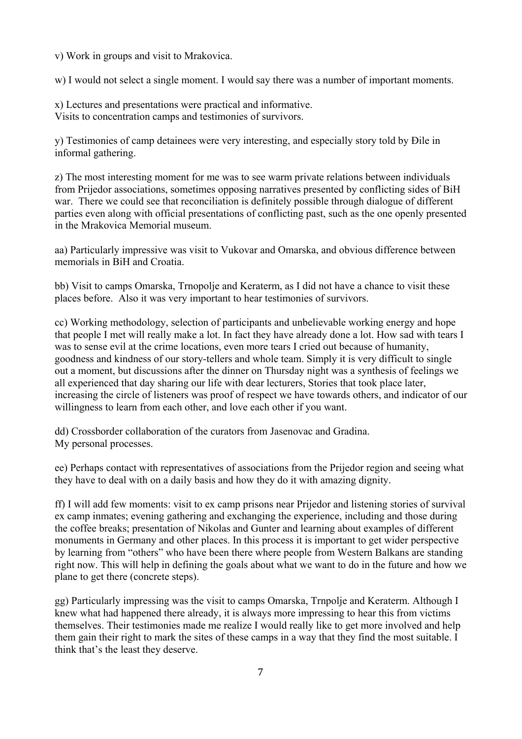v) Work in groups and visit to Mrakovica.

w) I would not select a single moment. I would say there was a number of important moments.

x) Lectures and presentations were practical and informative.
Visits to concentration camps and testimonies of survivors.

y) Testimonies of camp detainees were very interesting, and especially story told by Đile in informal gathering.

z) The most interesting moment for me was to see warm private relations between individuals from Prijedor associations, sometimes opposing narratives presented by conflicting sides of BiH war. There we could see that reconciliation is definitely possible through dialogue of different parties even along with official presentations of conflicting past, such as the one openly presented in the Mrakovica Memorial museum.

aa) Particularly impressive was visit to Vukovar and Omarska, and obvious difference between memorials in BiH and Croatia.

bb) Visit to camps Omarska, Trnopolje and Keraterm, as I did not have a chance to visit these places before. Also it was very important to hear testimonies of survivors.

cc) Working methodology, selection of participants and unbelievable working energy and hope that people I met will really make a lot. In fact they have already done a lot. How sad with tears I was to sense evil at the crime locations, even more tears I cried out because of humanity, goodness and kindness of our story-tellers and whole team. Simply it is very difficult to single out a moment, but discussions after the dinner on Thursday night was a synthesis of feelings we all experienced that day sharing our life with dear lecturers, Stories that took place later, increasing the circle of listeners was proof of respect we have towards others, and indicator of our willingness to learn from each other, and love each other if you want.

dd) Crossborder collaboration of the curators from Jasenovac and Gradina.
My personal processes.

ee) Perhaps contact with representatives of associations from the Prijedor region and seeing what they have to deal with on a daily basis and how they do it with amazing dignity.

ff) I will add few moments: visit to ex camp prisons near Prijedor and listening stories of survival ex camp inmates; evening gathering and exchanging the experience, including and those during the coffee breaks; presentation of Nikolas and Gunter and learning about examples of different monuments in Germany and other places. In this process it is important to get wider perspective by learning from "others" who have been there where people from Western Balkans are standing right now. This will help in defining the goals about what we want to do in the future and how we plane to get there (concrete steps).

gg) Particularly impressing was the visit to camps Omarska, Trnpolje and Keraterm. Although I knew what had happened there already, it is always more impressing to hear this from victims themselves. Their testimonies made me realize I would really like to get more involved and help them gain their right to mark the sites of these camps in a way that they find the most suitable. I think that's the least they deserve.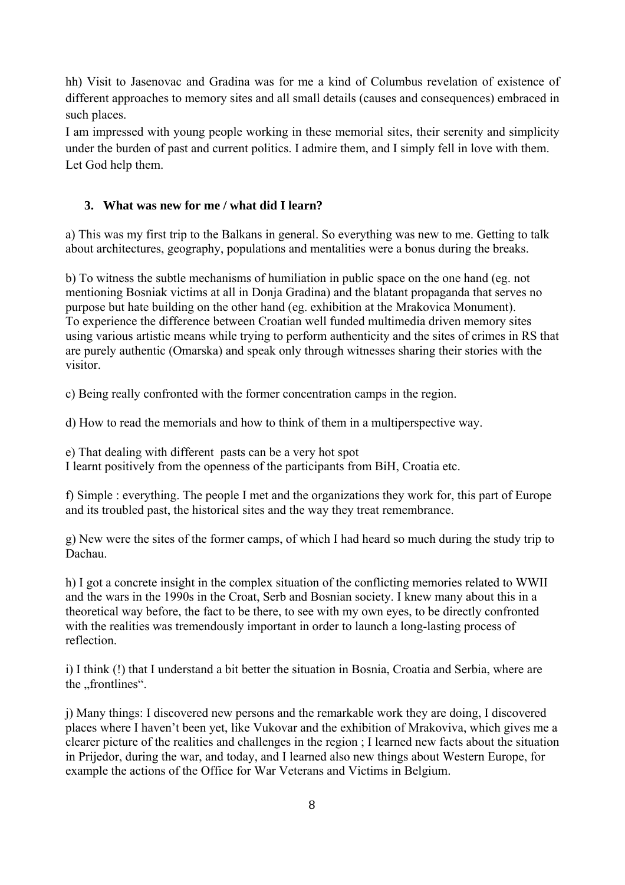hh) Visit to Jasenovac and Gradina was for me a kind of Columbus revelation of existence of different approaches to memory sites and all small details (causes and consequences) embraced in such places.
I am impressed with young people working in these memorial sites, their serenity and simplicity under the burden of past and current politics. I admire them, and I simply fell in love with them. Let God help them.

### 3. What was new for me / what did I learn?

a) This was my first trip to the Balkans in general. So everything was new to me. Getting to talk about architectures, geography, populations and mentalities were a bonus during the breaks.

b) To witness the subtle mechanisms of humiliation in public space on the one hand (eg. not mentioning Bosniak victims at all in Donja Gradina) and the blatant propaganda that serves no purpose but hate building on the other hand (eg. exhibition at the Mrakovica Monument).
To experience the difference between Croatian well funded multimedia driven memory sites using various artistic means while trying to perform authenticity and the sites of crimes in RS that are purely authentic (Omarska) and speak only through witnesses sharing their stories with the visitor.

c) Being really confronted with the former concentration camps in the region.

d) How to read the memorials and how to think of them in a multiperspective way.

e) That dealing with different pasts can be a very hot spot
I learnt positively from the openness of the participants from BiH, Croatia etc.

f) Simple : everything. The people I met and the organizations they work for, this part of Europe and its troubled past, the historical sites and the way they treat remembrance.

g) New were the sites of the former camps, of which I had heard so much during the study trip to Dachau.

h) I got a concrete insight in the complex situation of the conflicting memories related to WWII and the wars in the 1990s in the Croat, Serb and Bosnian society. I knew many about this in a theoretical way before, the fact to be there, to see with my own eyes, to be directly confronted with the realities was tremendously important in order to launch a long-lasting process of reflection.

i) I think (!) that I understand a bit better the situation in Bosnia, Croatia and Serbia, where are the „frontlines".

j) Many things: I discovered new persons and the remarkable work they are doing, I discovered places where I haven't been yet, like Vukovar and the exhibition of Mrakoviva, which gives me a clearer picture of the realities and challenges in the region ; I learned new facts about the situation in Prijedor, during the war, and today, and I learned also new things about Western Europe, for example the actions of the Office for War Veterans and Victims in Belgium.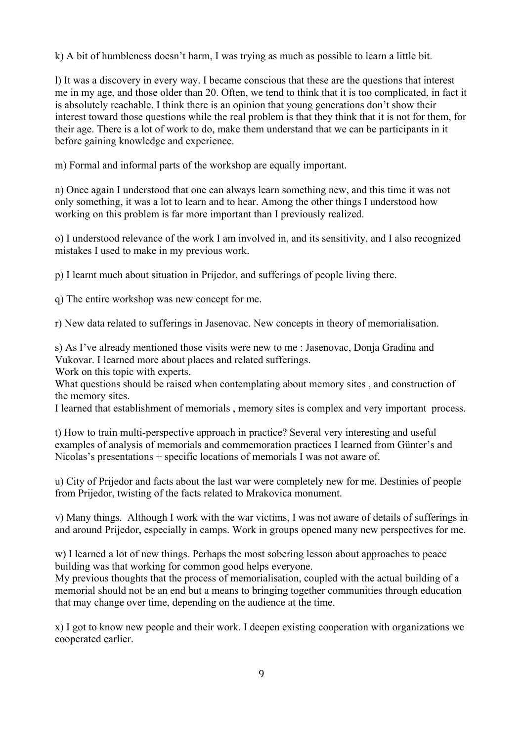k) A bit of humbleness doesn't harm, I was trying as much as possible to learn a little bit.

l) It was a discovery in every way. I became conscious that these are the questions that interest me in my age, and those older than 20. Often, we tend to think that it is too complicated, in fact it is absolutely reachable. I think there is an opinion that young generations don't show their interest toward those questions while the real problem is that they think that it is not for them, for their age. There is a lot of work to do, make them understand that we can be participants in it before gaining knowledge and experience.

m) Formal and informal parts of the workshop are equally important.

n) Once again I understood that one can always learn something new, and this time it was not only something, it was a lot to learn and to hear. Among the other things I understood how working on this problem is far more important than I previously realized.

o) I understood relevance of the work I am involved in, and its sensitivity, and I also recognized mistakes I used to make in my previous work.

p) I learnt much about situation in Prijedor, and sufferings of people living there.

q) The entire workshop was new concept for me.

r) New data related to sufferings in Jasenovac. New concepts in theory of memorialisation.

s) As I've already mentioned those visits were new to me : Jasenovac, Donja Gradina and Vukovar. I learned more about places and related sufferings.
Work on this topic with experts.
What questions should be raised when contemplating about memory sites , and construction of the memory sites.
I learned that establishment of memorials , memory sites is complex and very important process.

t) How to train multi-perspective approach in practice? Several very interesting and useful examples of analysis of memorials and commemoration practices I learned from Günter's and Nicolas's presentations + specific locations of memorials I was not aware of.

u) City of Prijedor and facts about the last war were completely new for me. Destinies of people from Prijedor, twisting of the facts related to Mrakovica monument.

v) Many things. Although I work with the war victims, I was not aware of details of sufferings in and around Prijedor, especially in camps. Work in groups opened many new perspectives for me.

w) I learned a lot of new things. Perhaps the most sobering lesson about approaches to peace building was that working for common good helps everyone.
My previous thoughts that the process of memorialisation, coupled with the actual building of a memorial should not be an end but a means to bringing together communities through education that may change over time, depending on the audience at the time.

x) I got to know new people and their work. I deepen existing cooperation with organizations we cooperated earlier.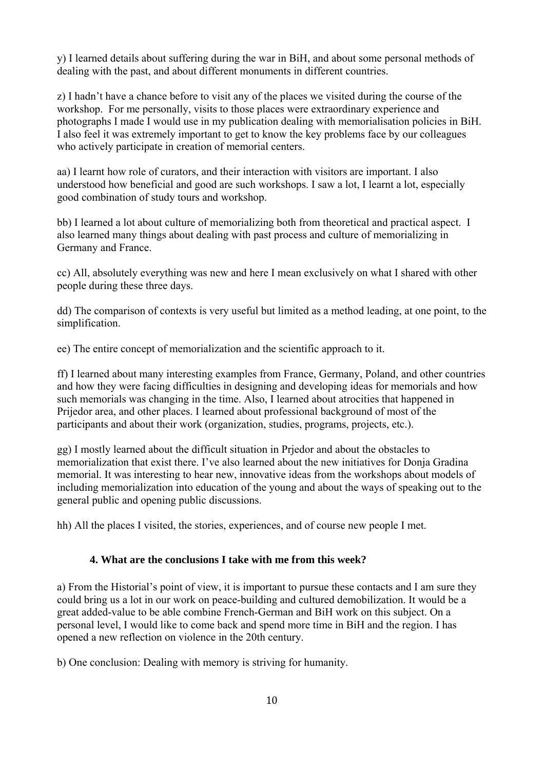y) I learned details about suffering during the war in BiH, and about some personal methods of dealing with the past, and about different monuments in different countries.

z) I hadn't have a chance before to visit any of the places we visited during the course of the workshop. For me personally, visits to those places were extraordinary experience and photographs I made I would use in my publication dealing with memorialisation policies in BiH. I also feel it was extremely important to get to know the key problems face by our colleagues who actively participate in creation of memorial centers.

aa) I learnt how role of curators, and their interaction with visitors are important. I also understood how beneficial and good are such workshops. I saw a lot, I learnt a lot, especially good combination of study tours and workshop.

bb) I learned a lot about culture of memorializing both from theoretical and practical aspect. I also learned many things about dealing with past process and culture of memorializing in Germany and France.

cc) All, absolutely everything was new and here I mean exclusively on what I shared with other people during these three days.

dd) The comparison of contexts is very useful but limited as a method leading, at one point, to the simplification.

ee) The entire concept of memorialization and the scientific approach to it.

ff) I learned about many interesting examples from France, Germany, Poland, and other countries and how they were facing difficulties in designing and developing ideas for memorials and how such memorials was changing in the time. Also, I learned about atrocities that happened in Prijedor area, and other places. I learned about professional background of most of the participants and about their work (organization, studies, programs, projects, etc.).

gg) I mostly learned about the difficult situation in Prjedor and about the obstacles to memorialization that exist there. I've also learned about the new initiatives for Donja Gradina memorial. It was interesting to hear new, innovative ideas from the workshops about models of including memorialization into education of the young and about the ways of speaking out to the general public and opening public discussions.

hh) All the places I visited, the stories, experiences, and of course new people I met.

### 4. What are the conclusions I take with me from this week?

a) From the Historial's point of view, it is important to pursue these contacts and I am sure they could bring us a lot in our work on peace-building and cultured demobilization. It would be a great added-value to be able combine French-German and BiH work on this subject. On a personal level, I would like to come back and spend more time in BiH and the region. I has opened a new reflection on violence in the 20th century.

b) One conclusion: Dealing with memory is striving for humanity.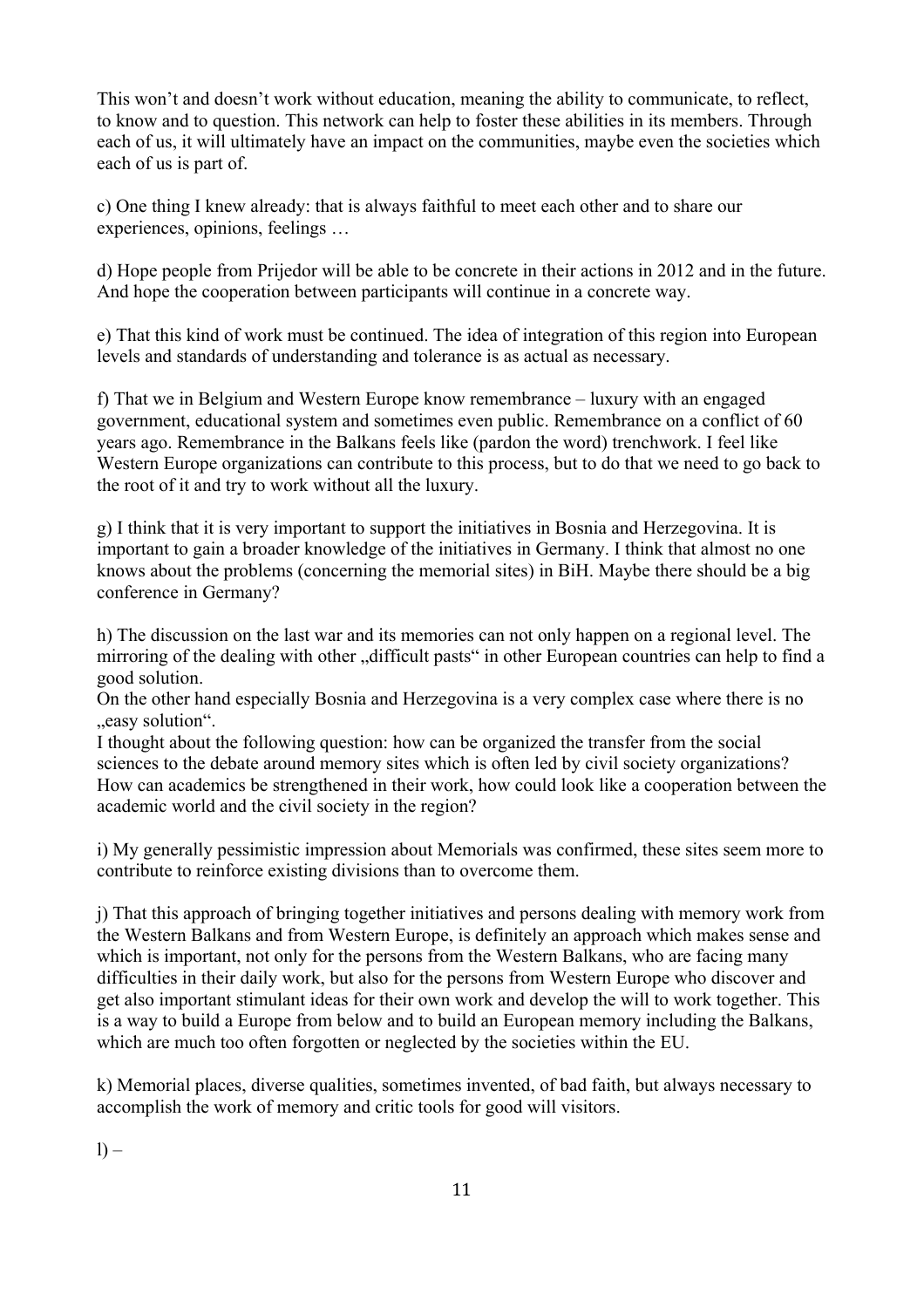This won't and doesn't work without education, meaning the ability to communicate, to reflect, to know and to question. This network can help to foster these abilities in its members. Through each of us, it will ultimately have an impact on the communities, maybe even the societies which each of us is part of.

c) One thing I knew already: that is always faithful to meet each other and to share our experiences, opinions, feelings …

d) Hope people from Prijedor will be able to be concrete in their actions in 2012 and in the future. And hope the cooperation between participants will continue in a concrete way.

e) That this kind of work must be continued. The idea of integration of this region into European levels and standards of understanding and tolerance is as actual as necessary.

f) That we in Belgium and Western Europe know remembrance – luxury with an engaged government, educational system and sometimes even public. Remembrance on a conflict of 60 years ago. Remembrance in the Balkans feels like (pardon the word) trenchwork. I feel like Western Europe organizations can contribute to this process, but to do that we need to go back to the root of it and try to work without all the luxury.

g) I think that it is very important to support the initiatives in Bosnia and Herzegovina. It is important to gain a broader knowledge of the initiatives in Germany. I think that almost no one knows about the problems (concerning the memorial sites) in BiH. Maybe there should be a big conference in Germany?

h) The discussion on the last war and its memories can not only happen on a regional level. The mirroring of the dealing with other „difficult pasts" in other European countries can help to find a good solution.
On the other hand especially Bosnia and Herzegovina is a very complex case where there is no „easy solution".
I thought about the following question: how can be organized the transfer from the social sciences to the debate around memory sites which is often led by civil society organizations? How can academics be strengthened in their work, how could look like a cooperation between the academic world and the civil society in the region?

i) My generally pessimistic impression about Memorials was confirmed, these sites seem more to contribute to reinforce existing divisions than to overcome them.

j) That this approach of bringing together initiatives and persons dealing with memory work from the Western Balkans and from Western Europe, is definitely an approach which makes sense and which is important, not only for the persons from the Western Balkans, who are facing many difficulties in their daily work, but also for the persons from Western Europe who discover and get also important stimulant ideas for their own work and develop the will to work together. This is a way to build a Europe from below and to build an European memory including the Balkans, which are much too often forgotten or neglected by the societies within the EU.

k) Memorial places, diverse qualities, sometimes invented, of bad faith, but always necessary to accomplish the work of memory and critic tools for good will visitors.

l) –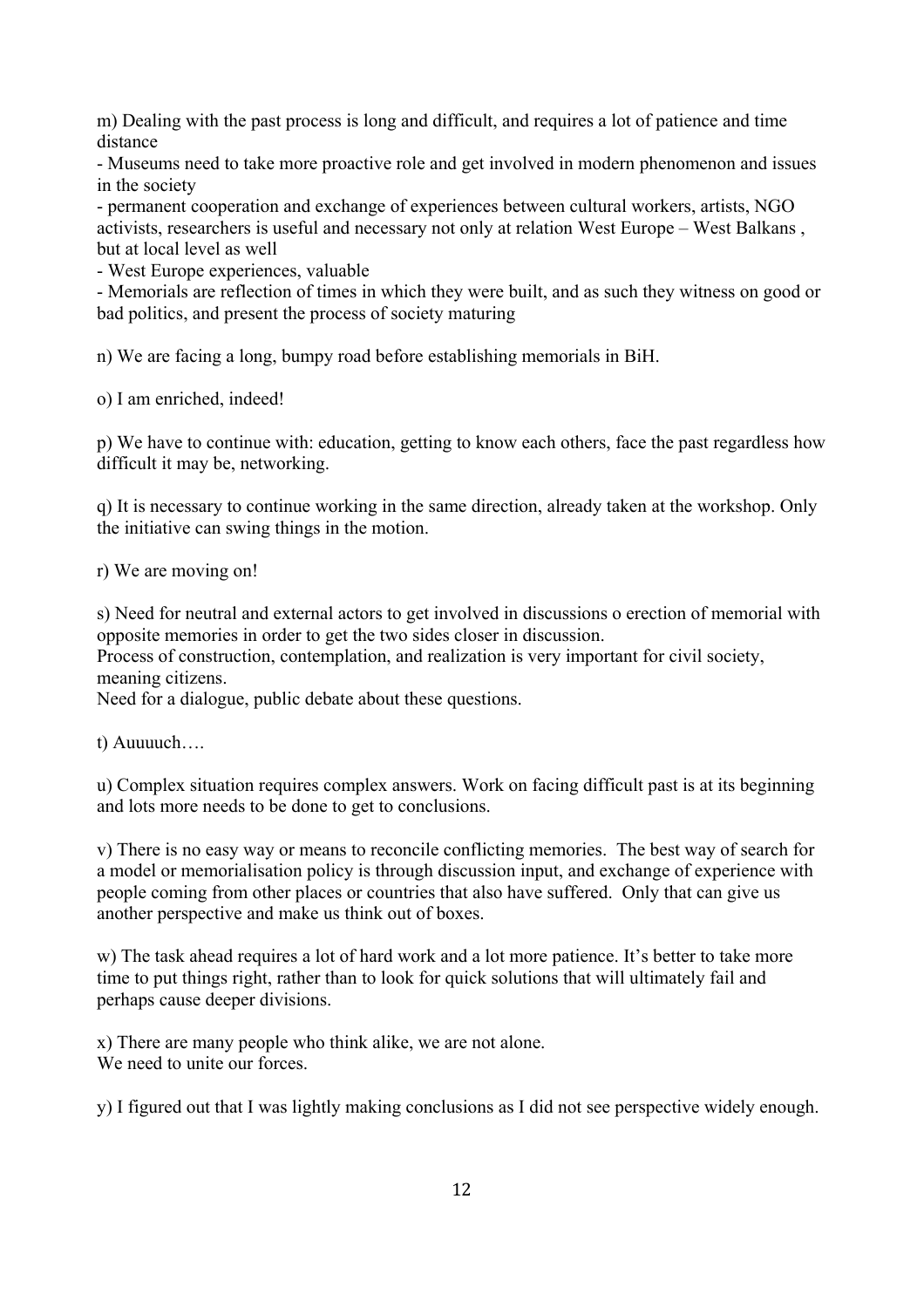m) Dealing with the past process is long and difficult, and requires a lot of patience and time distance

- Museums need to take more proactive role and get involved in modern phenomenon and issues in the society
- permanent cooperation and exchange of experiences between cultural workers, artists, NGO activists, researchers is useful and necessary not only at relation West Europe – West Balkans , but at local level as well
- West Europe experiences, valuable
- Memorials are reflection of times in which they were built, and as such they witness on good or bad politics, and present the process of society maturing

n) We are facing a long, bumpy road before establishing memorials in BiH.

o) I am enriched, indeed!

p) We have to continue with: education, getting to know each others, face the past regardless how difficult it may be, networking.

q) It is necessary to continue working in the same direction, already taken at the workshop. Only the initiative can swing things in the motion.

r) We are moving on!

s) Need for neutral and external actors to get involved in discussions o erection of memorial with opposite memories in order to get the two sides closer in discussion.
Process of construction, contemplation, and realization is very important for civil society, meaning citizens.
Need for a dialogue, public debate about these questions.

t) Auuuuch….

u) Complex situation requires complex answers. Work on facing difficult past is at its beginning and lots more needs to be done to get to conclusions.

v) There is no easy way or means to reconcile conflicting memories. The best way of search for a model or memorialisation policy is through discussion input, and exchange of experience with people coming from other places or countries that also have suffered. Only that can give us another perspective and make us think out of boxes.

w) The task ahead requires a lot of hard work and a lot more patience. It's better to take more time to put things right, rather than to look for quick solutions that will ultimately fail and perhaps cause deeper divisions.

x) There are many people who think alike, we are not alone.
We need to unite our forces.

y) I figured out that I was lightly making conclusions as I did not see perspective widely enough.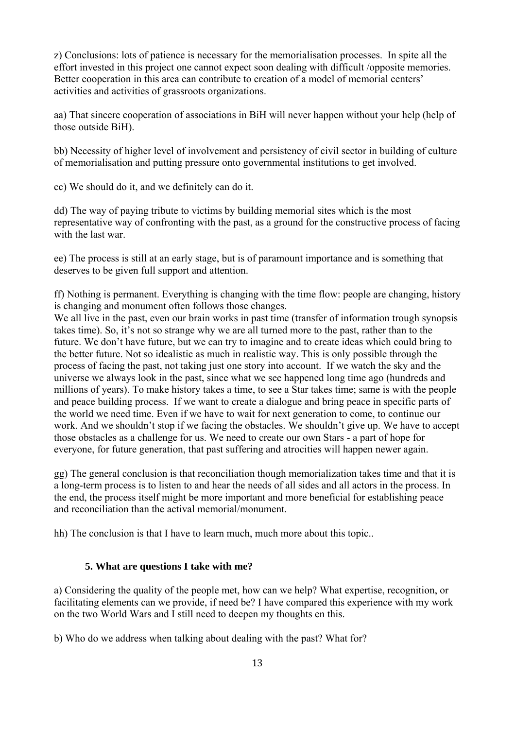z) Conclusions: lots of patience is necessary for the memorialisation processes. In spite all the effort invested in this project one cannot expect soon dealing with difficult /opposite memories. Better cooperation in this area can contribute to creation of a model of memorial centers' activities and activities of grassroots organizations.

aa) That sincere cooperation of associations in BiH will never happen without your help (help of those outside BiH).

bb) Necessity of higher level of involvement and persistency of civil sector in building of culture of memorialisation and putting pressure onto governmental institutions to get involved.

cc) We should do it, and we definitely can do it.

dd) The way of paying tribute to victims by building memorial sites which is the most representative way of confronting with the past, as a ground for the constructive process of facing with the last war.

ee) The process is still at an early stage, but is of paramount importance and is something that deserves to be given full support and attention.

ff) Nothing is permanent. Everything is changing with the time flow: people are changing, history is changing and monument often follows those changes.
We all live in the past, even our brain works in past time (transfer of information trough synopsis takes time). So, it's not so strange why we are all turned more to the past, rather than to the future. We don't have future, but we can try to imagine and to create ideas which could bring to the better future. Not so idealistic as much in realistic way. This is only possible through the process of facing the past, not taking just one story into account. If we watch the sky and the universe we always look in the past, since what we see happened long time ago (hundreds and millions of years). To make history takes a time, to see a Star takes time; same is with the people and peace building process. If we want to create a dialogue and bring peace in specific parts of the world we need time. Even if we have to wait for next generation to come, to continue our work. And we shouldn't stop if we facing the obstacles. We shouldn't give up. We have to accept those obstacles as a challenge for us. We need to create our own Stars - a part of hope for everyone, for future generation, that past suffering and atrocities will happen newer again.

gg) The general conclusion is that reconciliation though memorialization takes time and that it is a long-term process is to listen to and hear the needs of all sides and all actors in the process. In the end, the process itself might be more important and more beneficial for establishing peace and reconciliation than the actival memorial/monument.

hh) The conclusion is that I have to learn much, much more about this topic..

### 5. What are questions I take with me?

a) Considering the quality of the people met, how can we help? What expertise, recognition, or facilitating elements can we provide, if need be? I have compared this experience with my work on the two World Wars and I still need to deepen my thoughts en this.

b) Who do we address when talking about dealing with the past? What for?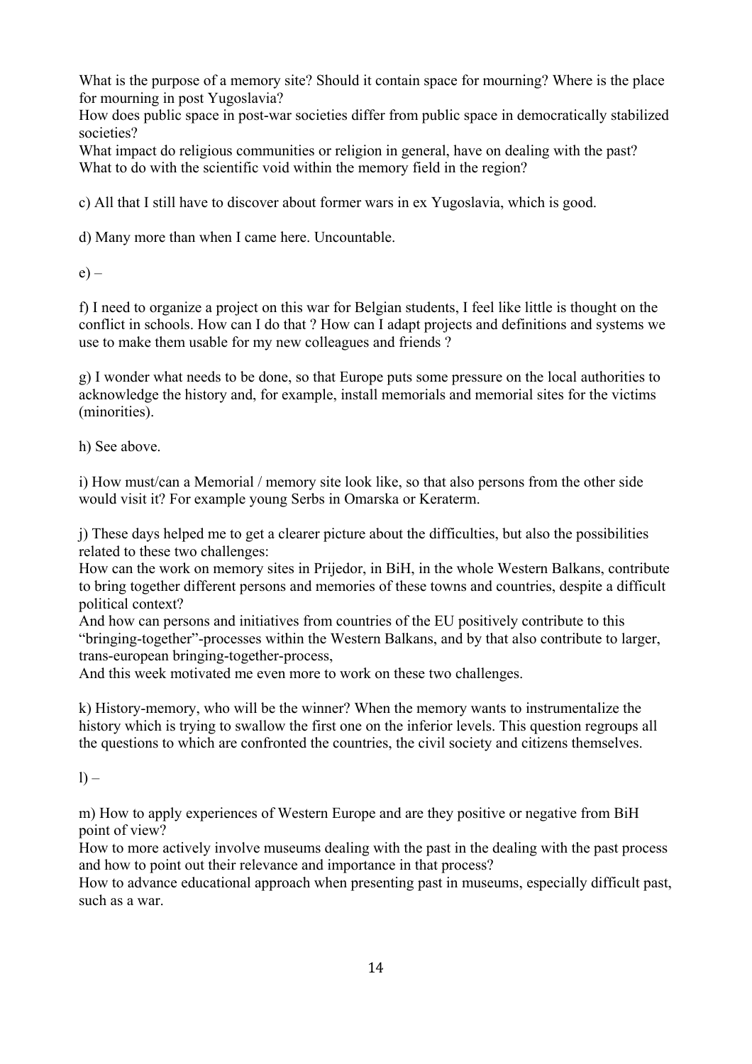What is the purpose of a memory site? Should it contain space for mourning? Where is the place for mourning in post Yugoslavia?
How does public space in post-war societies differ from public space in democratically stabilized societies?
What impact do religious communities or religion in general, have on dealing with the past?
What to do with the scientific void within the memory field in the region?

c) All that I still have to discover about former wars in ex Yugoslavia, which is good.

d) Many more than when I came here. Uncountable.

e) –

f) I need to organize a project on this war for Belgian students, I feel like little is thought on the conflict in schools. How can I do that ? How can I adapt projects and definitions and systems we use to make them usable for my new colleagues and friends ?

g) I wonder what needs to be done, so that Europe puts some pressure on the local authorities to acknowledge the history and, for example, install memorials and memorial sites for the victims (minorities).

h) See above.

i) How must/can a Memorial / memory site look like, so that also persons from the other side would visit it? For example young Serbs in Omarska or Keraterm.

j) These days helped me to get a clearer picture about the difficulties, but also the possibilities related to these two challenges:
How can the work on memory sites in Prijedor, in BiH, in the whole Western Balkans, contribute to bring together different persons and memories of these towns and countries, despite a difficult political context?
And how can persons and initiatives from countries of the EU positively contribute to this "bringing-together"-processes within the Western Balkans, and by that also contribute to larger, trans-european bringing-together-process,
And this week motivated me even more to work on these two challenges.

k) History-memory, who will be the winner? When the memory wants to instrumentalize the history which is trying to swallow the first one on the inferior levels. This question regroups all the questions to which are confronted the countries, the civil society and citizens themselves.

l) –

m) How to apply experiences of Western Europe and are they positive or negative from BiH point of view?
How to more actively involve museums dealing with the past in the dealing with the past process and how to point out their relevance and importance in that process?
How to advance educational approach when presenting past in museums, especially difficult past, such as a war.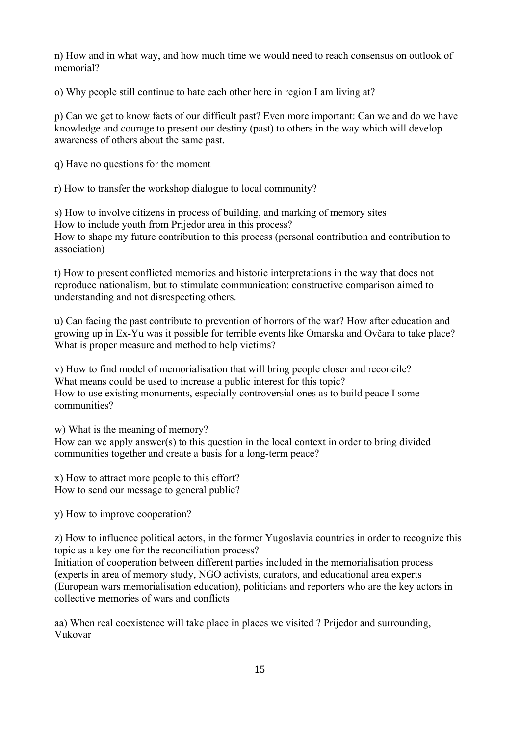n) How and in what way, and how much time we would need to reach consensus on outlook of memorial?

o) Why people still continue to hate each other here in region I am living at?

p) Can we get to know facts of our difficult past? Even more important: Can we and do we have knowledge and courage to present our destiny (past) to others in the way which will develop awareness of others about the same past.

q) Have no questions for the moment

r) How to transfer the workshop dialogue to local community?

s) How to involve citizens in process of building, and marking of memory sites
How to include youth from Prijedor area in this process?
How to shape my future contribution to this process (personal contribution and contribution to association)

t) How to present conflicted memories and historic interpretations in the way that does not reproduce nationalism, but to stimulate communication; constructive comparison aimed to understanding and not disrespecting others.

u) Can facing the past contribute to prevention of horrors of the war? How after education and growing up in Ex-Yu was it possible for terrible events like Omarska and Ovčara to take place? What is proper measure and method to help victims?

v) How to find model of memorialisation that will bring people closer and reconcile?
What means could be used to increase a public interest for this topic?
How to use existing monuments, especially controversial ones as to build peace I some communities?

w) What is the meaning of memory?
How can we apply answer(s) to this question in the local context in order to bring divided communities together and create a basis for a long-term peace?

x) How to attract more people to this effort?
How to send our message to general public?

y) How to improve cooperation?

z) How to influence political actors, in the former Yugoslavia countries in order to recognize this topic as a key one for the reconciliation process?
Initiation of cooperation between different parties included in the memorialisation process (experts in area of memory study, NGO activists, curators, and educational area experts (European wars memorialisation education), politicians and reporters who are the key actors in collective memories of wars and conflicts

aa) When real coexistence will take place in places we visited ? Prijedor and surrounding, Vukovar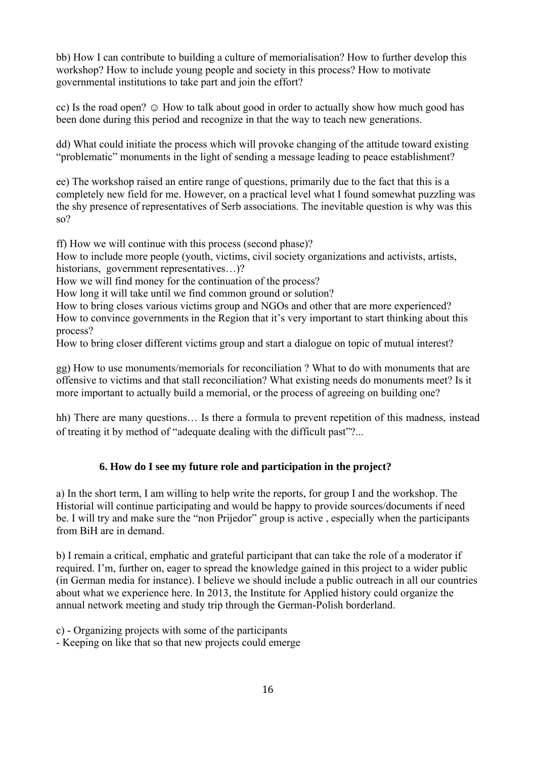bb) How I can contribute to building a culture of memorialisation? How to further develop this workshop? How to include young people and society in this process? How to motivate governmental institutions to take part and join the effort?

cc) Is the road open? ☺ How to talk about good in order to actually show how much good has been done during this period and recognize in that the way to teach new generations.

dd) What could initiate the process which will provoke changing of the attitude toward existing "problematic" monuments in the light of sending a message leading to peace establishment?

ee) The workshop raised an entire range of questions, primarily due to the fact that this is a completely new field for me. However, on a practical level what I found somewhat puzzling was the shy presence of representatives of Serb associations. The inevitable question is why was this so?

ff) How we will continue with this process (second phase)?
How to include more people (youth, victims, civil society organizations and activists, artists, historians, government representatives…)?
How we will find money for the continuation of the process?
How long it will take until we find common ground or solution?
How to bring closes various victims group and NGOs and other that are more experienced?
How to convince governments in the Region that it's very important to start thinking about this process?
How to bring closer different victims group and start a dialogue on topic of mutual interest?

gg) How to use monuments/memorials for reconciliation ? What to do with monuments that are offensive to victims and that stall reconciliation? What existing needs do monuments meet? Is it more important to actually build a memorial, or the process of agreeing on building one?

hh) There are many questions… Is there a formula to prevent repetition of this madness, instead of treating it by method of "adequate dealing with the difficult past"?...

### 6. How do I see my future role and participation in the project?

a) In the short term, I am willing to help write the reports, for group I and the workshop. The Historial will continue participating and would be happy to provide sources/documents if need be. I will try and make sure the "non Prijedor" group is active , especially when the participants from BiH are in demand.

b) I remain a critical, emphatic and grateful participant that can take the role of a moderator if required. I'm, further on, eager to spread the knowledge gained in this project to a wider public (in German media for instance). I believe we should include a public outreach in all our countries about what we experience here. In 2013, the Institute for Applied history could organize the annual network meeting and study trip through the German-Polish borderland.

c) - Organizing projects with some of the participants
- Keeping on like that so that new projects could emerge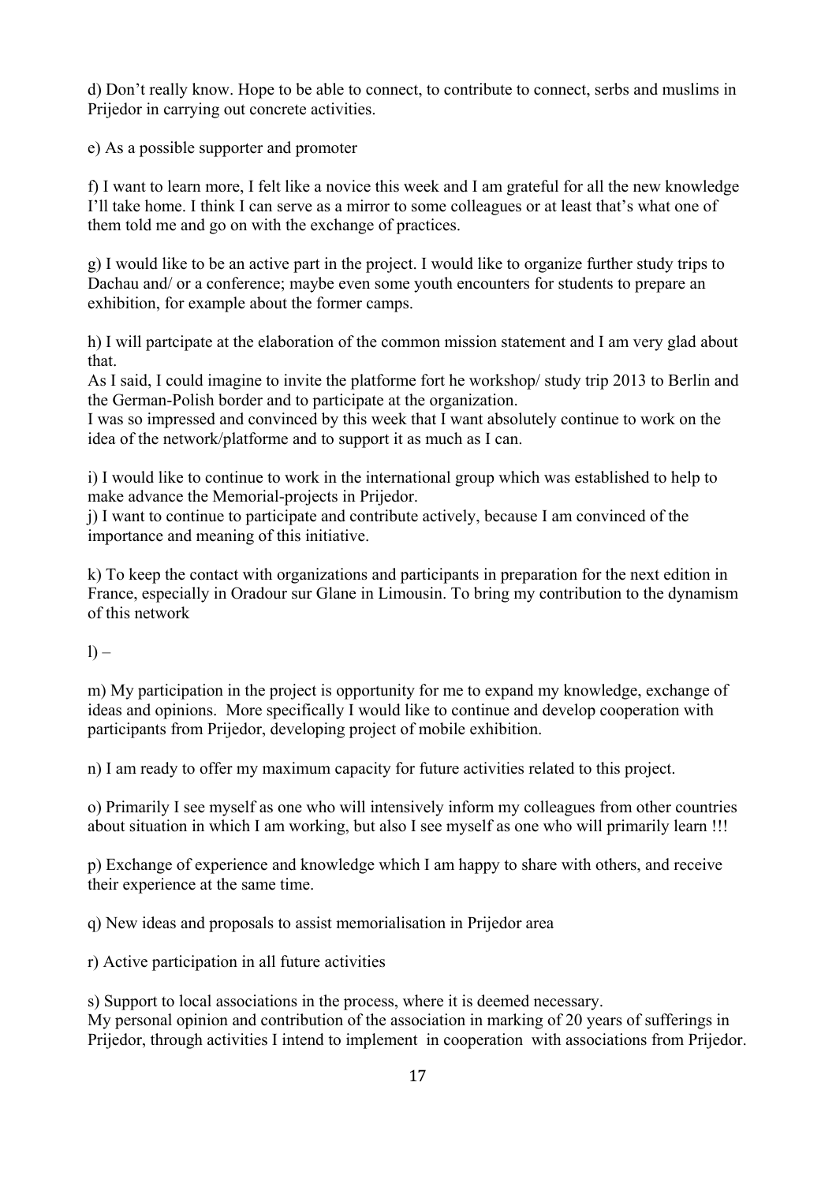d) Don't really know. Hope to be able to connect, to contribute to connect, serbs and muslims in Prijedor in carrying out concrete activities.

e) As a possible supporter and promoter

f) I want to learn more, I felt like a novice this week and I am grateful for all the new knowledge I'll take home. I think I can serve as a mirror to some colleagues or at least that's what one of them told me and go on with the exchange of practices.

g) I would like to be an active part in the project. I would like to organize further study trips to Dachau and/ or a conference; maybe even some youth encounters for students to prepare an exhibition, for example about the former camps.

h) I will partcipate at the elaboration of the common mission statement and I am very glad about that.
As I said, I could imagine to invite the platforme fort he workshop/ study trip 2013 to Berlin and the German-Polish border and to participate at the organization.
I was so impressed and convinced by this week that I want absolutely continue to work on the idea of the network/platforme and to support it as much as I can.

i) I would like to continue to work in the international group which was established to help to make advance the Memorial-projects in Prijedor.
j) I want to continue to participate and contribute actively, because I am convinced of the importance and meaning of this initiative.

k) To keep the contact with organizations and participants in preparation for the next edition in France, especially in Oradour sur Glane in Limousin. To bring my contribution to the dynamism of this network

l) –

m) My participation in the project is opportunity for me to expand my knowledge, exchange of ideas and opinions. More specifically I would like to continue and develop cooperation with participants from Prijedor, developing project of mobile exhibition.

n) I am ready to offer my maximum capacity for future activities related to this project.

o) Primarily I see myself as one who will intensively inform my colleagues from other countries about situation in which I am working, but also I see myself as one who will primarily learn !!!

p) Exchange of experience and knowledge which I am happy to share with others, and receive their experience at the same time.

q) New ideas and proposals to assist memorialisation in Prijedor area

r) Active participation in all future activities

s) Support to local associations in the process, where it is deemed necessary.
My personal opinion and contribution of the association in marking of 20 years of sufferings in Prijedor, through activities I intend to implement in cooperation with associations from Prijedor.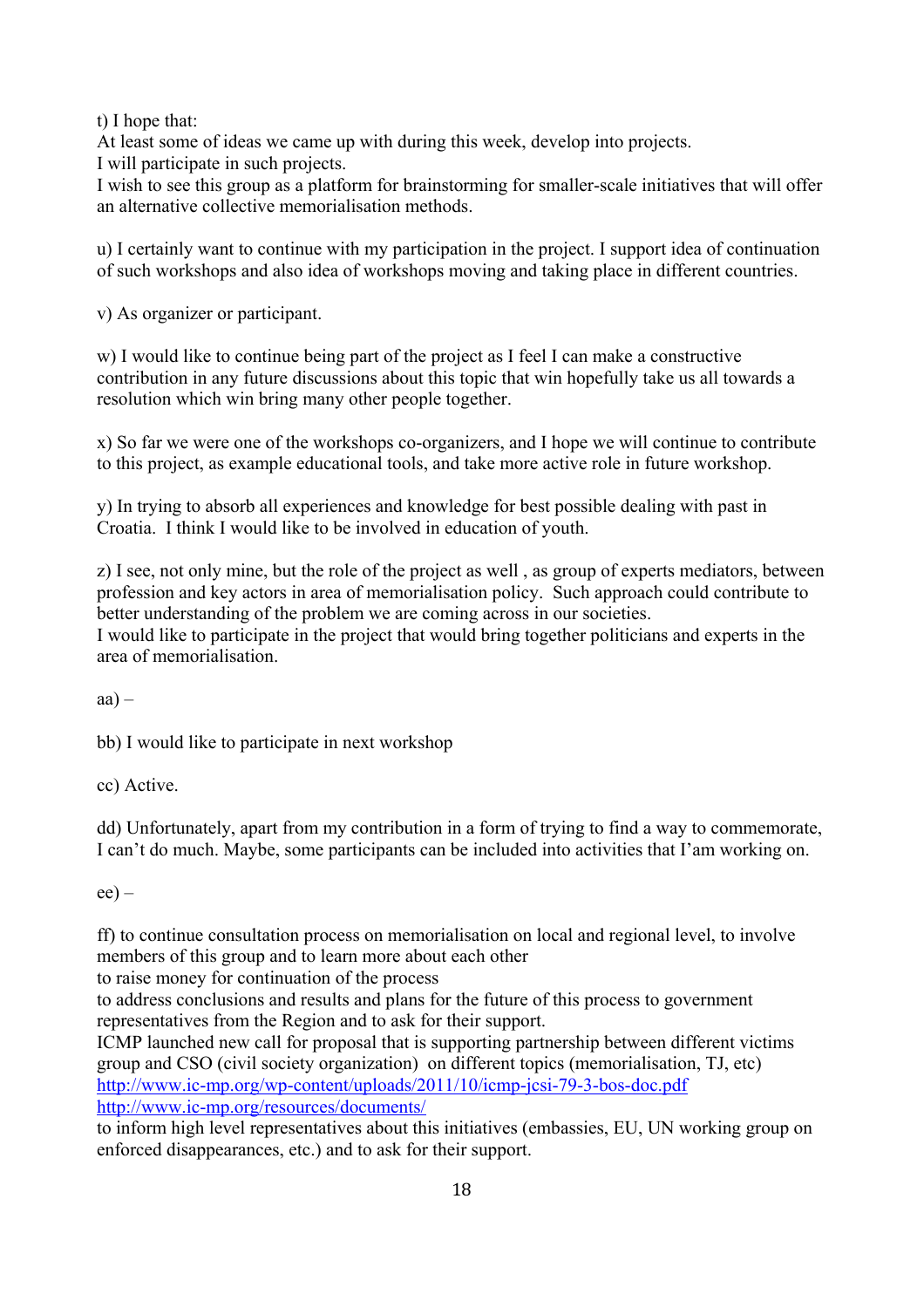t) I hope that:
At least some of ideas we came up with during this week, develop into projects.
I will participate in such projects.
I wish to see this group as a platform for brainstorming for smaller-scale initiatives that will offer an alternative collective memorialisation methods.

u) I certainly want to continue with my participation in the project. I support idea of continuation of such workshops and also idea of workshops moving and taking place in different countries.

v) As organizer or participant.

w) I would like to continue being part of the project as I feel I can make a constructive contribution in any future discussions about this topic that win hopefully take us all towards a resolution which win bring many other people together.

x) So far we were one of the workshops co-organizers, and I hope we will continue to contribute to this project, as example educational tools, and take more active role in future workshop.

y) In trying to absorb all experiences and knowledge for best possible dealing with past in Croatia. I think I would like to be involved in education of youth.

z) I see, not only mine, but the role of the project as well , as group of experts mediators, between profession and key actors in area of memorialisation policy. Such approach could contribute to better understanding of the problem we are coming across in our societies.
I would like to participate in the project that would bring together politicians and experts in the area of memorialisation.

aa) –

bb) I would like to participate in next workshop

cc) Active.

dd) Unfortunately, apart from my contribution in a form of trying to find a way to commemorate, I can't do much. Maybe, some participants can be included into activities that I'am working on.

ee) –

ff) to continue consultation process on memorialisation on local and regional level, to involve members of this group and to learn more about each other
to raise money for continuation of the process
to address conclusions and results and plans for the future of this process to government representatives from the Region and to ask for their support.
ICMP launched new call for proposal that is supporting partnership between different victims group and CSO (civil society organization) on different topics (memorialisation, TJ, etc)
http://www.ic-mp.org/wp-content/uploads/2011/10/icmp-jcsi-79-3-bos-doc.pdf
http://www.ic-mp.org/resources/documents/
to inform high level representatives about this initiatives (embassies, EU, UN working group on enforced disappearances, etc.) and to ask for their support.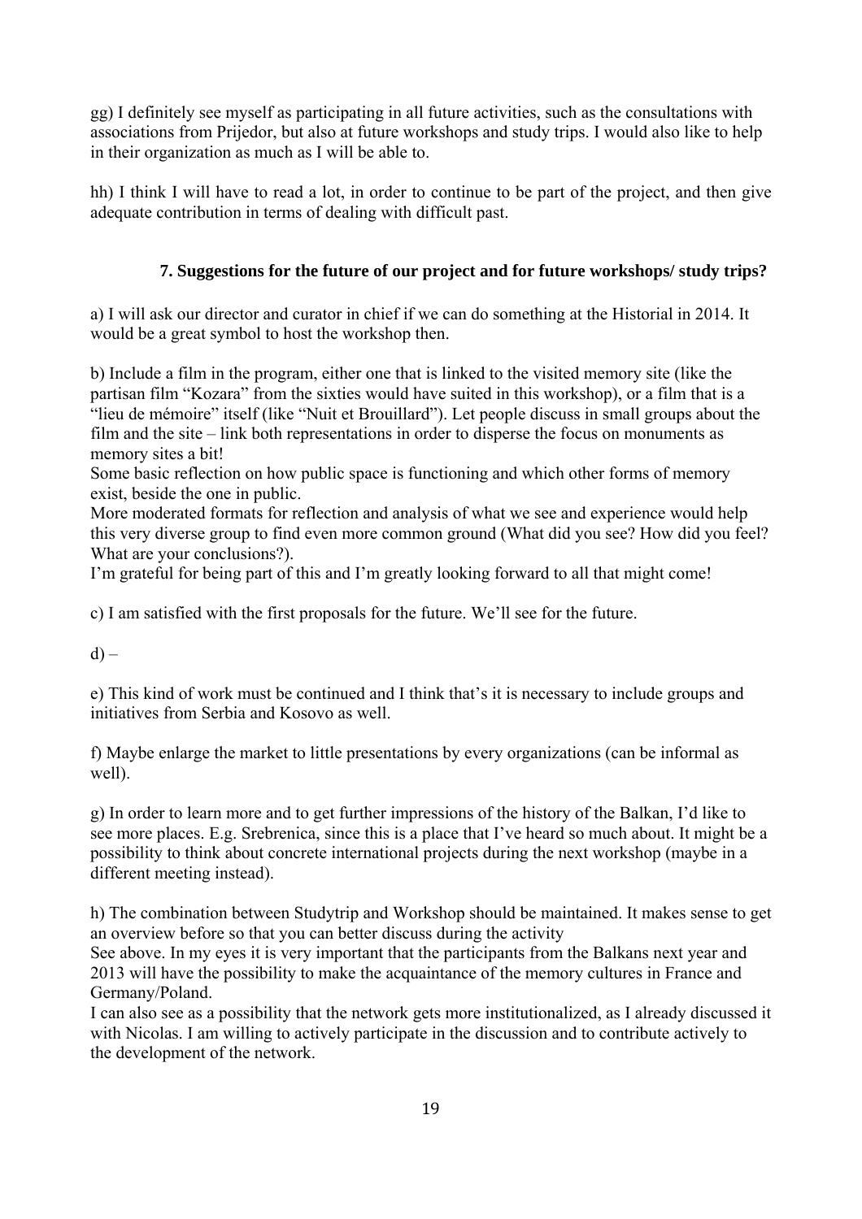gg) I definitely see myself as participating in all future activities, such as the consultations with associations from Prijedor, but also at future workshops and study trips. I would also like to help in their organization as much as I will be able to.

hh) I think I will have to read a lot, in order to continue to be part of the project, and then give adequate contribution in terms of dealing with difficult past.

### 7. Suggestions for the future of our project and for future workshops/ study trips?

a) I will ask our director and curator in chief if we can do something at the Historial in 2014. It would be a great symbol to host the workshop then.

b) Include a film in the program, either one that is linked to the visited memory site (like the partisan film "Kozara" from the sixties would have suited in this workshop), or a film that is a "lieu de mémoire" itself (like "Nuit et Brouillard"). Let people discuss in small groups about the film and the site – link both representations in order to disperse the focus on monuments as memory sites a bit!
Some basic reflection on how public space is functioning and which other forms of memory exist, beside the one in public.
More moderated formats for reflection and analysis of what we see and experience would help this very diverse group to find even more common ground (What did you see? How did you feel? What are your conclusions?).
I'm grateful for being part of this and I'm greatly looking forward to all that might come!

c) I am satisfied with the first proposals for the future. We'll see for the future.

d) –

e) This kind of work must be continued and I think that's it is necessary to include groups and initiatives from Serbia and Kosovo as well.

f) Maybe enlarge the market to little presentations by every organizations (can be informal as well).

g) In order to learn more and to get further impressions of the history of the Balkan, I'd like to see more places. E.g. Srebrenica, since this is a place that I've heard so much about. It might be a possibility to think about concrete international projects during the next workshop (maybe in a different meeting instead).

h) The combination between Studytrip and Workshop should be maintained. It makes sense to get an overview before so that you can better discuss during the activity
See above. In my eyes it is very important that the participants from the Balkans next year and 2013 will have the possibility to make the acquaintance of the memory cultures in France and Germany/Poland.
I can also see as a possibility that the network gets more institutionalized, as I already discussed it with Nicolas. I am willing to actively participate in the discussion and to contribute actively to the development of the network.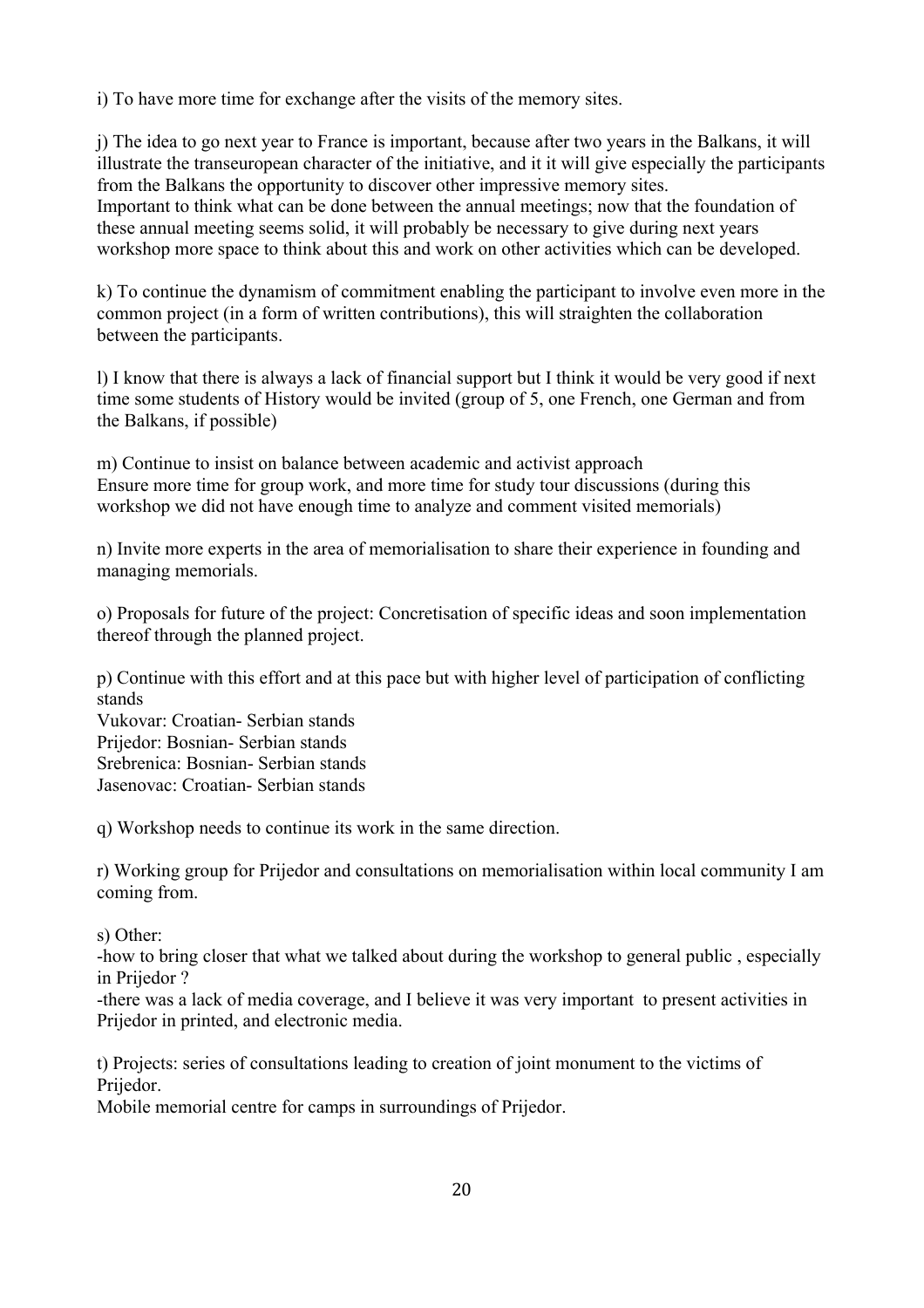i) To have more time for exchange after the visits of the memory sites.

j) The idea to go next year to France is important, because after two years in the Balkans, it will illustrate the transeuropean character of the initiative, and it it will give especially the participants from the Balkans the opportunity to discover other impressive memory sites.
Important to think what can be done between the annual meetings; now that the foundation of these annual meeting seems solid, it will probably be necessary to give during next years workshop more space to think about this and work on other activities which can be developed.

k) To continue the dynamism of commitment enabling the participant to involve even more in the common project (in a form of written contributions), this will straighten the collaboration between the participants.

l) I know that there is always a lack of financial support but I think it would be very good if next time some students of History would be invited (group of 5, one French, one German and from the Balkans, if possible)

m) Continue to insist on balance between academic and activist approach
Ensure more time for group work, and more time for study tour discussions (during this workshop we did not have enough time to analyze and comment visited memorials)

n) Invite more experts in the area of memorialisation to share their experience in founding and managing memorials.

o) Proposals for future of the project: Concretisation of specific ideas and soon implementation thereof through the planned project.

p) Continue with this effort and at this pace but with higher level of participation of conflicting stands
Vukovar: Croatian- Serbian stands
Prijedor: Bosnian- Serbian stands
Srebrenica: Bosnian- Serbian stands
Jasenovac: Croatian- Serbian stands

q) Workshop needs to continue its work in the same direction.

r) Working group for Prijedor and consultations on memorialisation within local community I am coming from.

s) Other:
-how to bring closer that what we talked about during the workshop to general public , especially in Prijedor ?
-there was a lack of media coverage, and I believe it was very important to present activities in Prijedor in printed, and electronic media.

t) Projects: series of consultations leading to creation of joint monument to the victims of Prijedor.
Mobile memorial centre for camps in surroundings of Prijedor.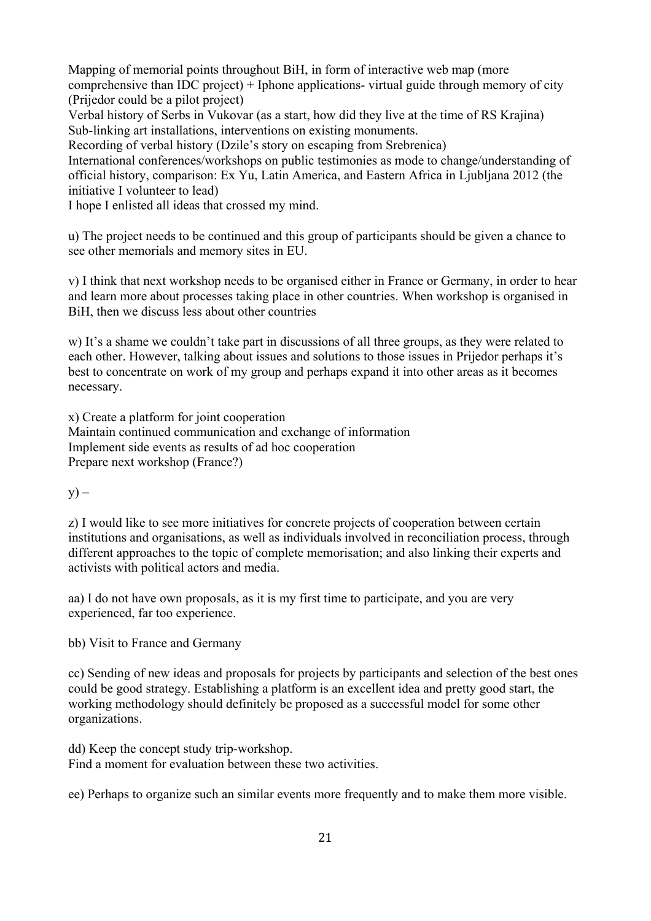Mapping of memorial points throughout BiH, in form of interactive web map (more comprehensive than IDC project) + Iphone applications- virtual guide through memory of city (Prijedor could be a pilot project)
Verbal history of Serbs in Vukovar (as a start, how did they live at the time of RS Krajina)
Sub-linking art installations, interventions on existing monuments.
Recording of verbal history (Dzile's story on escaping from Srebrenica)
International conferences/workshops on public testimonies as mode to change/understanding of official history, comparison: Ex Yu, Latin America, and Eastern Africa in Ljubljana 2012 (the initiative I volunteer to lead)
I hope I enlisted all ideas that crossed my mind.

u) The project needs to be continued and this group of participants should be given a chance to see other memorials and memory sites in EU.

v) I think that next workshop needs to be organised either in France or Germany, in order to hear and learn more about processes taking place in other countries. When workshop is organised in BiH, then we discuss less about other countries

w) It's a shame we couldn't take part in discussions of all three groups, as they were related to each other. However, talking about issues and solutions to those issues in Prijedor perhaps it's best to concentrate on work of my group and perhaps expand it into other areas as it becomes necessary.

x) Create a platform for joint cooperation
Maintain continued communication and exchange of information
Implement side events as results of ad hoc cooperation
Prepare next workshop (France?)

y) –

z) I would like to see more initiatives for concrete projects of cooperation between certain institutions and organisations, as well as individuals involved in reconciliation process, through different approaches to the topic of complete memorisation; and also linking their experts and activists with political actors and media.

aa) I do not have own proposals, as it is my first time to participate, and you are very experienced, far too experience.

bb) Visit to France and Germany

cc) Sending of new ideas and proposals for projects by participants and selection of the best ones could be good strategy. Establishing a platform is an excellent idea and pretty good start, the working methodology should definitely be proposed as a successful model for some other organizations.

dd) Keep the concept study trip-workshop.
Find a moment for evaluation between these two activities.

ee) Perhaps to organize such an similar events more frequently and to make them more visible.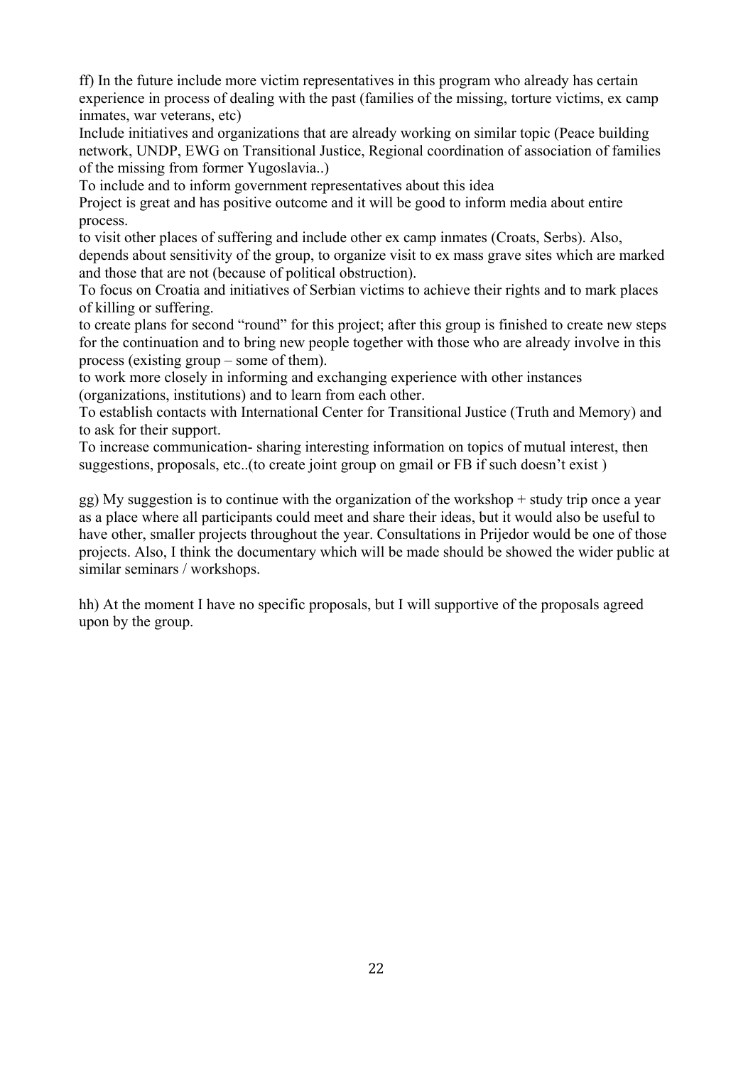ff) In the future include more victim representatives in this program who already has certain experience in process of dealing with the past (families of the missing, torture victims, ex camp inmates, war veterans, etc)

Include initiatives and organizations that are already working on similar topic (Peace building network, UNDP, EWG on Transitional Justice, Regional coordination of association of families of the missing from former Yugoslavia..)

To include and to inform government representatives about this idea

Project is great and has positive outcome and it will be good to inform media about entire process.

to visit other places of suffering and include other ex camp inmates (Croats, Serbs). Also, depends about sensitivity of the group, to organize visit to ex mass grave sites which are marked and those that are not (because of political obstruction).

To focus on Croatia and initiatives of Serbian victims to achieve their rights and to mark places of killing or suffering.

to create plans for second "round" for this project; after this group is finished to create new steps for the continuation and to bring new people together with those who are already involve in this process (existing group – some of them).

to work more closely in informing and exchanging experience with other instances (organizations, institutions) and to learn from each other.

To establish contacts with International Center for Transitional Justice (Truth and Memory) and to ask for their support.

To increase communication- sharing interesting information on topics of mutual interest, then suggestions, proposals, etc..(to create joint group on gmail or FB if such doesn't exist )

gg) My suggestion is to continue with the organization of the workshop + study trip once a year as a place where all participants could meet and share their ideas, but it would also be useful to have other, smaller projects throughout the year. Consultations in Prijedor would be one of those projects. Also, I think the documentary which will be made should be showed the wider public at similar seminars / workshops.

hh) At the moment I have no specific proposals, but I will supportive of the proposals agreed upon by the group.